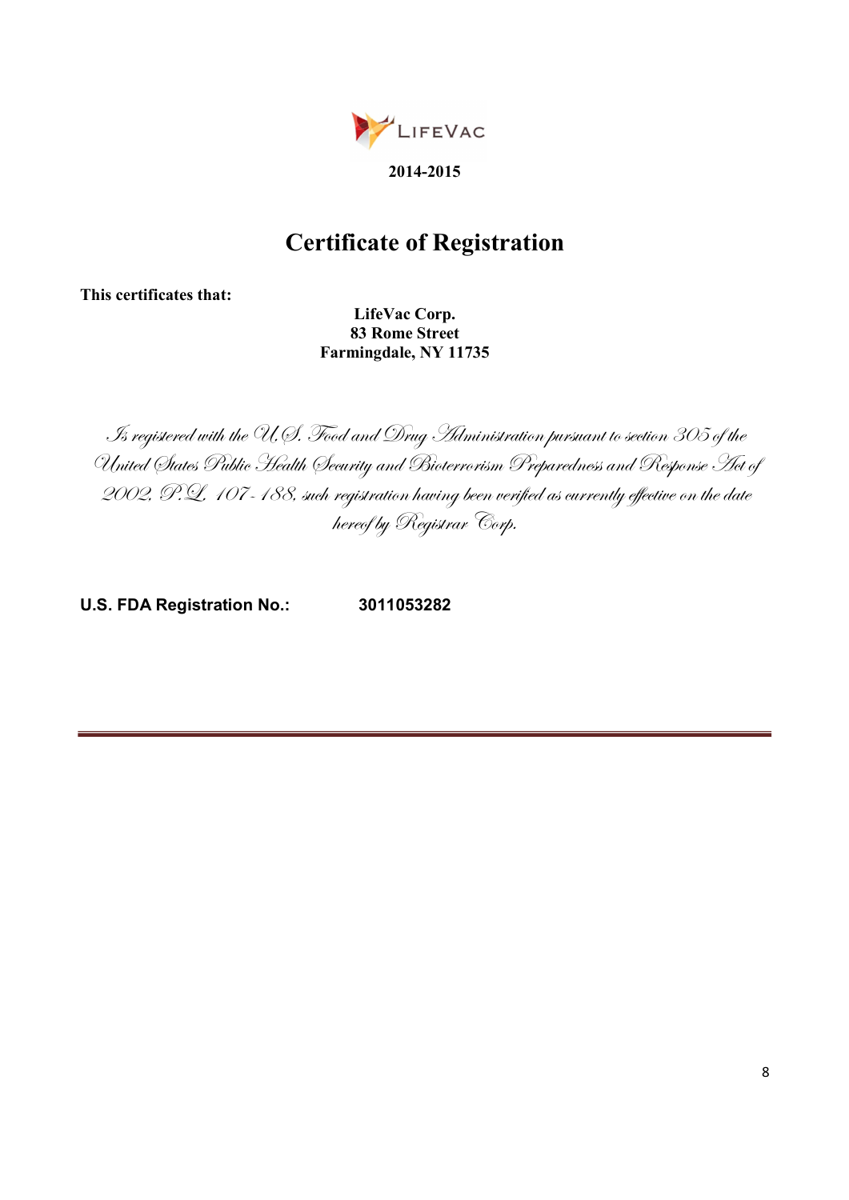LIFEVAC

**2014-2015**

# Certificate of Registration

**This certificates that:**

**LifeVac Corp.**
**83 Rome Street**
**Farmingdale, NY 11735**

*Is registered with the U.S. Food and Drug Administration pursuant to section 305 of the United States Public Health Security and Bioterrorism Preparedness and Response Act of 2002, P.L. 107-188, such registration having been verified as currently effective on the date hereof by Registrar Corp.*

**U.S. FDA Registration No.:** **3011053282**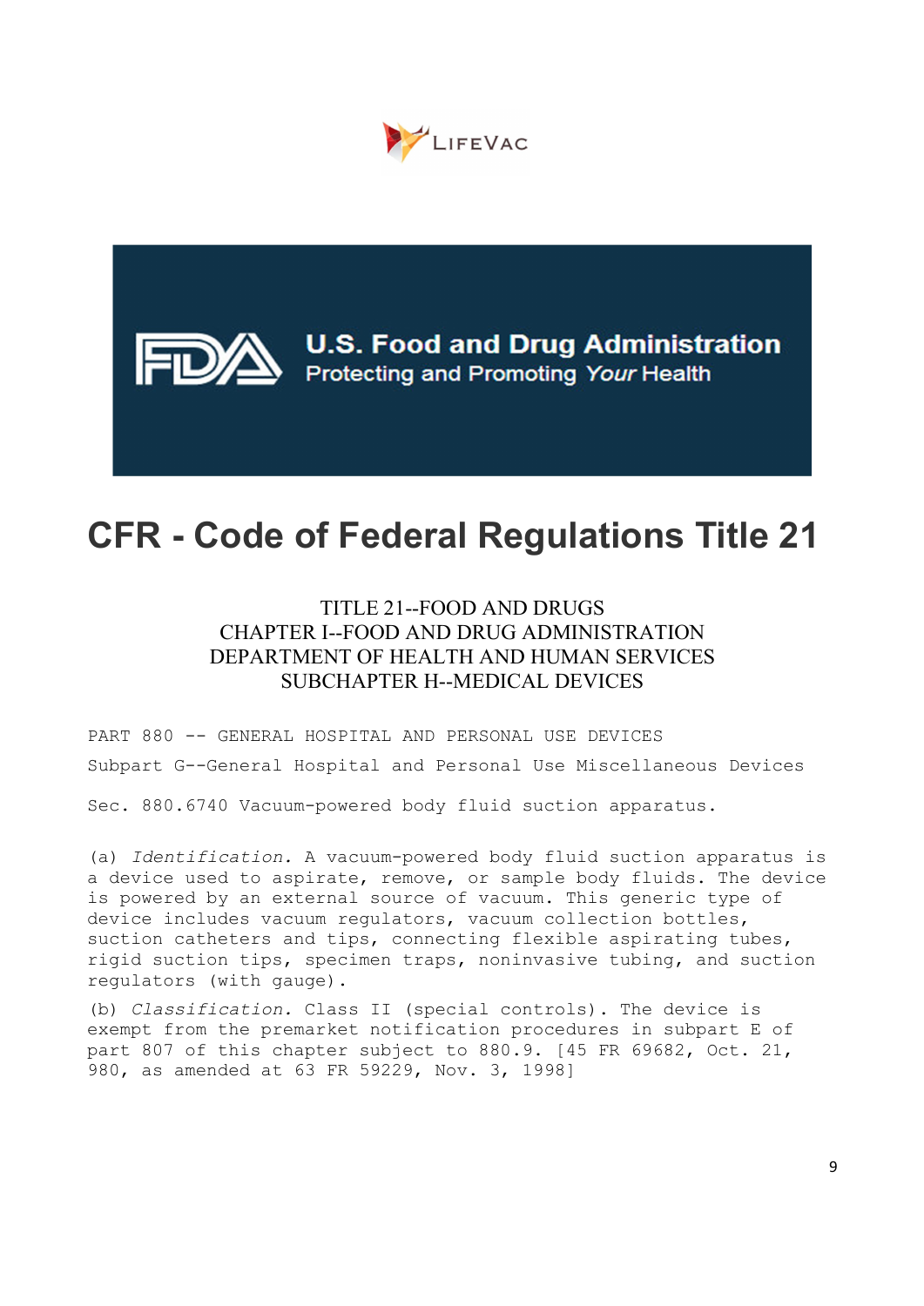LIFEVAC

U.S. Food and Drug Administration
Protecting and Promoting *Your* Health

# CFR - Code of Federal Regulations Title 21

TITLE 21--FOOD AND DRUGS
CHAPTER I--FOOD AND DRUG ADMINISTRATION
DEPARTMENT OF HEALTH AND HUMAN SERVICES
SUBCHAPTER H--MEDICAL DEVICES

PART 880 -- GENERAL HOSPITAL AND PERSONAL USE DEVICES

Subpart G--General Hospital and Personal Use Miscellaneous Devices

Sec. 880.6740 Vacuum-powered body fluid suction apparatus.

(a) *Identification.* A vacuum-powered body fluid suction apparatus is a device used to aspirate, remove, or sample body fluids. The device is powered by an external source of vacuum. This generic type of device includes vacuum regulators, vacuum collection bottles, suction catheters and tips, connecting flexible aspirating tubes, rigid suction tips, specimen traps, noninvasive tubing, and suction regulators (with gauge).

(b) *Classification.* Class II (special controls). The device is exempt from the premarket notification procedures in subpart E of part 807 of this chapter subject to 880.9. [45 FR 69682, Oct. 21, 980, as amended at 63 FR 59229, Nov. 3, 1998]